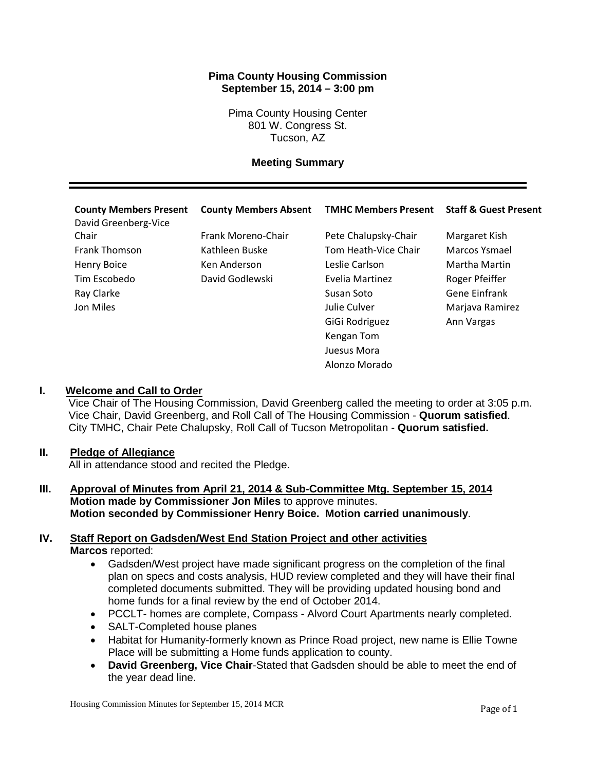**Pima County Housing Commission**
**September 15, 2014 – 3:00 pm**

Pima County Housing Center
801 W. Congress St.
Tucson, AZ

**Meeting Summary**

| County Members Present | County Members Absent | TMHC Members Present | Staff & Guest Present |
|---|---|---|---|
| David Greenberg-Vice Chair | Frank Moreno-Chair | Pete Chalupsky-Chair | Margaret Kish |
| Frank Thomson | Kathleen Buske | Tom Heath-Vice Chair | Marcos Ysmael |
| Henry Boice | Ken Anderson | Leslie Carlson | Martha Martin |
| Tim Escobedo | David Godlewski | Evelia Martinez | Roger Pfeiffer |
| Ray Clarke | | Susan Soto | Gene Einfrank |
| Jon Miles | | Julie Culver | Marjava Ramirez |
| | | GiGi Rodriguez | Ann Vargas |
| | | Kengan Tom | |
| | | Juesus Mora | |
| | | Alonzo Morado | |

## I. Welcome and Call to Order

Vice Chair of The Housing Commission, David Greenberg called the meeting to order at 3:05 p.m.
Vice Chair, David Greenberg, and Roll Call of The Housing Commission - **Quorum satisfied**.
City TMHC, Chair Pete Chalupsky, Roll Call of Tucson Metropolitan - **Quorum satisfied.**

## II. Pledge of Allegiance

All in attendance stood and recited the Pledge.

## III. Approval of Minutes from April 21, 2014 & Sub-Committee Mtg. September 15, 2014

**Motion made by Commissioner Jon Miles** to approve minutes.
**Motion seconded by Commissioner Henry Boice. Motion carried unanimously**.

## IV. Staff Report on Gadsden/West End Station Project and other activities

**Marcos** reported:

- Gadsden/West project have made significant progress on the completion of the final plan on specs and costs analysis, HUD review completed and they will have their final completed documents submitted. They will be providing updated housing bond and home funds for a final review by the end of October 2014.
- PCCLT- homes are complete, Compass - Alvord Court Apartments nearly completed.
- SALT-Completed house planes
- Habitat for Humanity-formerly known as Prince Road project, new name is Ellie Towne Place will be submitting a Home funds application to county.
- **David Greenberg, Vice Chair**-Stated that Gadsden should be able to meet the end of the year dead line.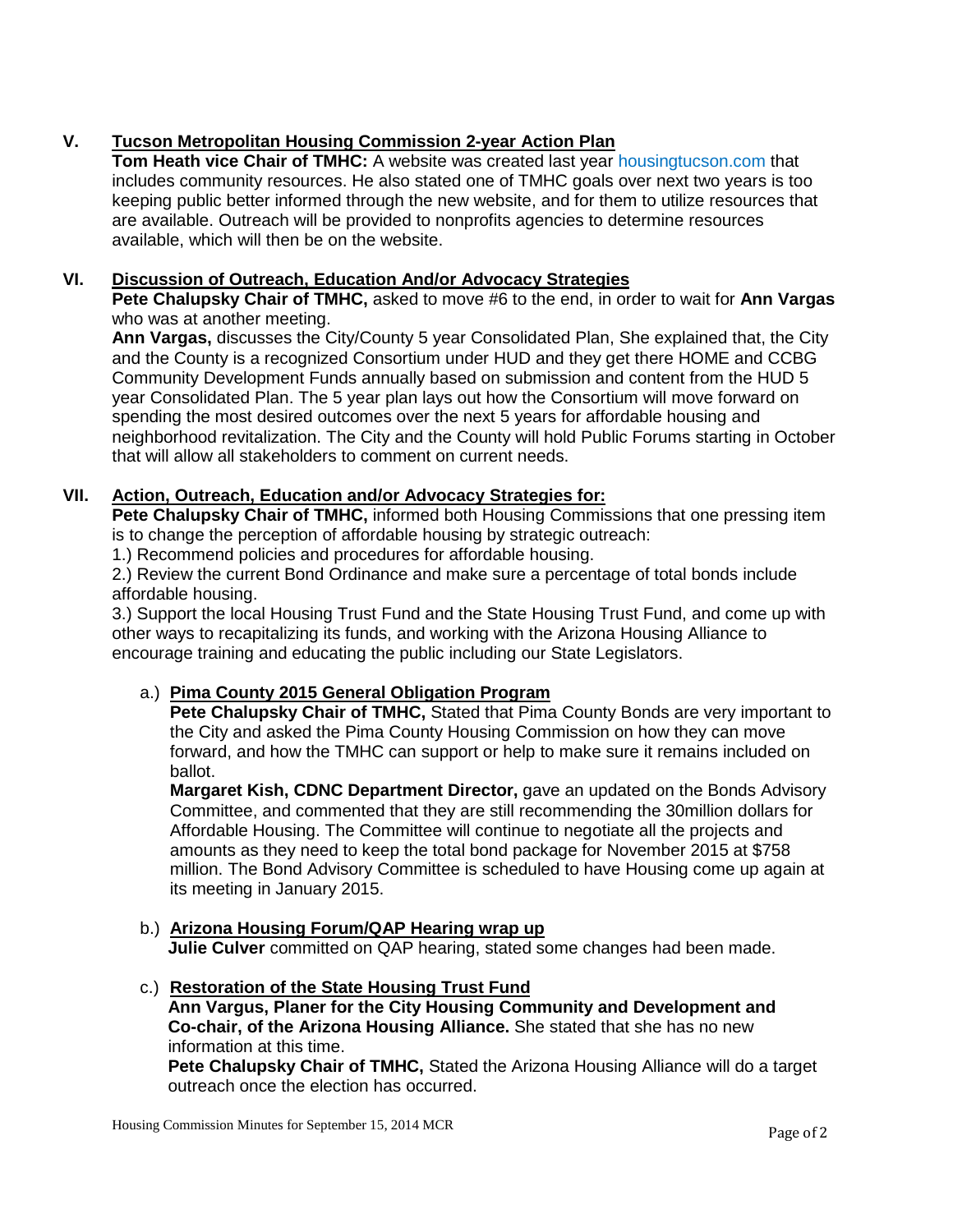## V. Tucson Metropolitan Housing Commission 2-year Action Plan

**Tom Heath vice Chair of TMHC:** A website was created last year housingtucson.com that includes community resources. He also stated one of TMHC goals over next two years is too keeping public better informed through the new website, and for them to utilize resources that are available. Outreach will be provided to nonprofits agencies to determine resources available, which will then be on the website.

## VI. Discussion of Outreach, Education And/or Advocacy Strategies

**Pete Chalupsky Chair of TMHC,** asked to move #6 to the end, in order to wait for **Ann Vargas** who was at another meeting.

**Ann Vargas,** discusses the City/County 5 year Consolidated Plan, She explained that, the City and the County is a recognized Consortium under HUD and they get there HOME and CCBG Community Development Funds annually based on submission and content from the HUD 5 year Consolidated Plan. The 5 year plan lays out how the Consortium will move forward on spending the most desired outcomes over the next 5 years for affordable housing and neighborhood revitalization. The City and the County will hold Public Forums starting in October that will allow all stakeholders to comment on current needs.

## VII. Action, Outreach, Education and/or Advocacy Strategies for:

**Pete Chalupsky Chair of TMHC,** informed both Housing Commissions that one pressing item is to change the perception of affordable housing by strategic outreach:

1.) Recommend policies and procedures for affordable housing.

2.) Review the current Bond Ordinance and make sure a percentage of total bonds include affordable housing.

3.) Support the local Housing Trust Fund and the State Housing Trust Fund, and come up with other ways to recapitalizing its funds, and working with the Arizona Housing Alliance to encourage training and educating the public including our State Legislators.

### a.) Pima County 2015 General Obligation Program

**Pete Chalupsky Chair of TMHC,** Stated that Pima County Bonds are very important to the City and asked the Pima County Housing Commission on how they can move forward, and how the TMHC can support or help to make sure it remains included on ballot.

**Margaret Kish, CDNC Department Director,** gave an updated on the Bonds Advisory Committee, and commented that they are still recommending the 30million dollars for Affordable Housing. The Committee will continue to negotiate all the projects and amounts as they need to keep the total bond package for November 2015 at $758 million. The Bond Advisory Committee is scheduled to have Housing come up again at its meeting in January 2015.

### b.) Arizona Housing Forum/QAP Hearing wrap up

**Julie Culver** committed on QAP hearing, stated some changes had been made.

### c.) Restoration of the State Housing Trust Fund

**Ann Vargus, Planer for the City Housing Community and Development and Co-chair, of the Arizona Housing Alliance.** She stated that she has no new information at this time.

**Pete Chalupsky Chair of TMHC,** Stated the Arizona Housing Alliance will do a target outreach once the election has occurred.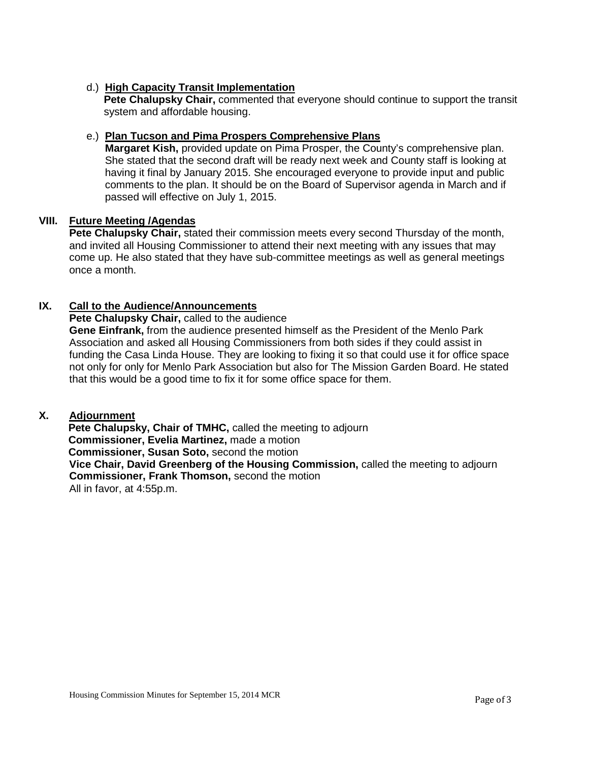d.) **High Capacity Transit Implementation**

**Pete Chalupsky Chair,** commented that everyone should continue to support the transit system and affordable housing.

e.) **Plan Tucson and Pima Prospers Comprehensive Plans**

**Margaret Kish,** provided update on Pima Prosper, the County's comprehensive plan. She stated that the second draft will be ready next week and County staff is looking at having it final by January 2015. She encouraged everyone to provide input and public comments to the plan. It should be on the Board of Supervisor agenda in March and if passed will effective on July 1, 2015.

## VIII. Future Meeting /Agendas

**Pete Chalupsky Chair,** stated their commission meets every second Thursday of the month, and invited all Housing Commissioner to attend their next meeting with any issues that may come up. He also stated that they have sub-committee meetings as well as general meetings once a month.

## IX. Call to the Audience/Announcements

**Pete Chalupsky Chair,** called to the audience

**Gene Einfrank,** from the audience presented himself as the President of the Menlo Park Association and asked all Housing Commissioners from both sides if they could assist in funding the Casa Linda House. They are looking to fixing it so that could use it for office space not only for only for Menlo Park Association but also for The Mission Garden Board. He stated that this would be a good time to fix it for some office space for them.

## X. Adjournment

**Pete Chalupsky, Chair of TMHC,** called the meeting to adjourn
**Commissioner, Evelia Martinez,** made a motion
**Commissioner, Susan Soto,** second the motion
**Vice Chair, David Greenberg of the Housing Commission,** called the meeting to adjourn
**Commissioner, Frank Thomson,** second the motion
All in favor, at 4:55p.m.